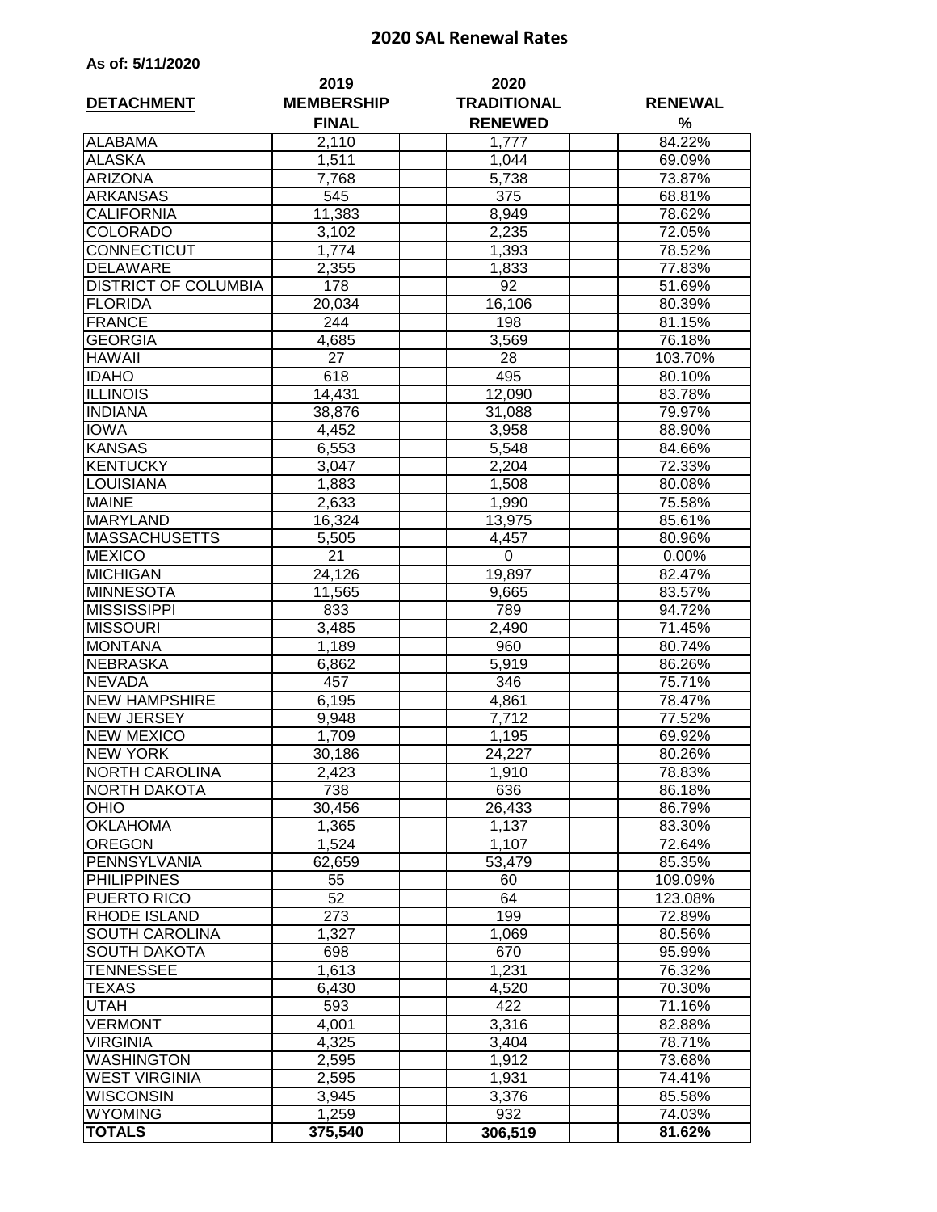# 2020 SAL Renewal Rates

**As of: 5/11/2020**

| DETACHMENT | 2019 MEMBERSHIP FINAL | 2020 TRADITIONAL RENEWED | RENEWAL % |
|---|---|---|---|
| ALABAMA | 2,110 | 1,777 | 84.22% |
| ALASKA | 1,511 | 1,044 | 69.09% |
| ARIZONA | 7,768 | 5,738 | 73.87% |
| ARKANSAS | 545 | 375 | 68.81% |
| CALIFORNIA | 11,383 | 8,949 | 78.62% |
| COLORADO | 3,102 | 2,235 | 72.05% |
| CONNECTICUT | 1,774 | 1,393 | 78.52% |
| DELAWARE | 2,355 | 1,833 | 77.83% |
| DISTRICT OF COLUMBIA | 178 | 92 | 51.69% |
| FLORIDA | 20,034 | 16,106 | 80.39% |
| FRANCE | 244 | 198 | 81.15% |
| GEORGIA | 4,685 | 3,569 | 76.18% |
| HAWAII | 27 | 28 | 103.70% |
| IDAHO | 618 | 495 | 80.10% |
| ILLINOIS | 14,431 | 12,090 | 83.78% |
| INDIANA | 38,876 | 31,088 | 79.97% |
| IOWA | 4,452 | 3,958 | 88.90% |
| KANSAS | 6,553 | 5,548 | 84.66% |
| KENTUCKY | 3,047 | 2,204 | 72.33% |
| LOUISIANA | 1,883 | 1,508 | 80.08% |
| MAINE | 2,633 | 1,990 | 75.58% |
| MARYLAND | 16,324 | 13,975 | 85.61% |
| MASSACHUSETTS | 5,505 | 4,457 | 80.96% |
| MEXICO | 21 | 0 | 0.00% |
| MICHIGAN | 24,126 | 19,897 | 82.47% |
| MINNESOTA | 11,565 | 9,665 | 83.57% |
| MISSISSIPPI | 833 | 789 | 94.72% |
| MISSOURI | 3,485 | 2,490 | 71.45% |
| MONTANA | 1,189 | 960 | 80.74% |
| NEBRASKA | 6,862 | 5,919 | 86.26% |
| NEVADA | 457 | 346 | 75.71% |
| NEW HAMPSHIRE | 6,195 | 4,861 | 78.47% |
| NEW JERSEY | 9,948 | 7,712 | 77.52% |
| NEW MEXICO | 1,709 | 1,195 | 69.92% |
| NEW YORK | 30,186 | 24,227 | 80.26% |
| NORTH CAROLINA | 2,423 | 1,910 | 78.83% |
| NORTH DAKOTA | 738 | 636 | 86.18% |
| OHIO | 30,456 | 26,433 | 86.79% |
| OKLAHOMA | 1,365 | 1,137 | 83.30% |
| OREGON | 1,524 | 1,107 | 72.64% |
| PENNSYLVANIA | 62,659 | 53,479 | 85.35% |
| PHILIPPINES | 55 | 60 | 109.09% |
| PUERTO RICO | 52 | 64 | 123.08% |
| RHODE ISLAND | 273 | 199 | 72.89% |
| SOUTH CAROLINA | 1,327 | 1,069 | 80.56% |
| SOUTH DAKOTA | 698 | 670 | 95.99% |
| TENNESSEE | 1,613 | 1,231 | 76.32% |
| TEXAS | 6,430 | 4,520 | 70.30% |
| UTAH | 593 | 422 | 71.16% |
| VERMONT | 4,001 | 3,316 | 82.88% |
| VIRGINIA | 4,325 | 3,404 | 78.71% |
| WASHINGTON | 2,595 | 1,912 | 73.68% |
| WEST VIRGINIA | 2,595 | 1,931 | 74.41% |
| WISCONSIN | 3,945 | 3,376 | 85.58% |
| WYOMING | 1,259 | 932 | 74.03% |
| **TOTALS** | **375,540** | **306,519** | **81.62%** |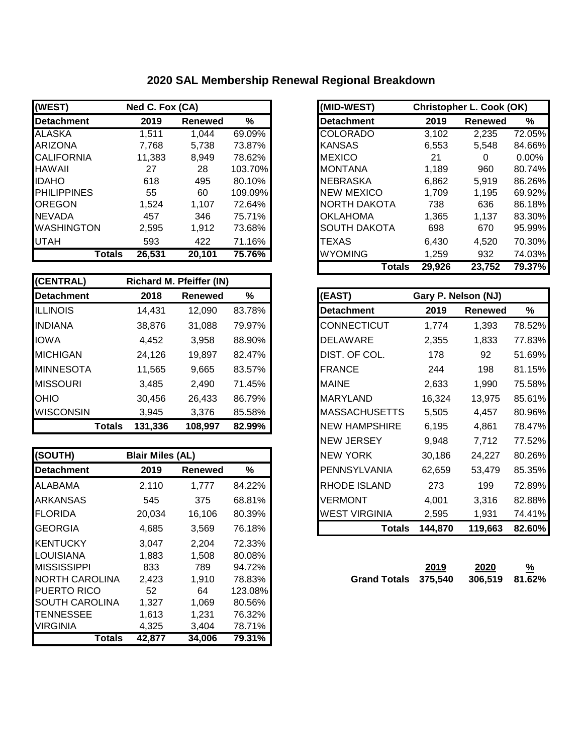# 2020 SAL Membership Renewal Regional Breakdown

| (WEST) | Ned C. Fox (CA) | | |
|---|---|---|---|
| Detachment | 2019 | Renewed | % |
| ALASKA | 1,511 | 1,044 | 69.09% |
| ARIZONA | 7,768 | 5,738 | 73.87% |
| CALIFORNIA | 11,383 | 8,949 | 78.62% |
| HAWAII | 27 | 28 | 103.70% |
| IDAHO | 618 | 495 | 80.10% |
| PHILIPPINES | 55 | 60 | 109.09% |
| OREGON | 1,524 | 1,107 | 72.64% |
| NEVADA | 457 | 346 | 75.71% |
| WASHINGTON | 2,595 | 1,912 | 73.68% |
| UTAH | 593 | 422 | 71.16% |
| Totals | 26,531 | 20,101 | 75.76% |

| (MID-WEST) | Christopher L. Cook (OK) | | |
|---|---|---|---|
| Detachment | 2019 | Renewed | % |
| COLORADO | 3,102 | 2,235 | 72.05% |
| KANSAS | 6,553 | 5,548 | 84.66% |
| MEXICO | 21 | 0 | 0.00% |
| MONTANA | 1,189 | 960 | 80.74% |
| NEBRASKA | 6,862 | 5,919 | 86.26% |
| NEW MEXICO | 1,709 | 1,195 | 69.92% |
| NORTH DAKOTA | 738 | 636 | 86.18% |
| OKLAHOMA | 1,365 | 1,137 | 83.30% |
| SOUTH DAKOTA | 698 | 670 | 95.99% |
| TEXAS | 6,430 | 4,520 | 70.30% |
| WYOMING | 1,259 | 932 | 74.03% |
| Totals | 29,926 | 23,752 | 79.37% |

| (CENTRAL) | Richard M. Pfeiffer (IN) | | |
|---|---|---|---|
| Detachment | 2018 | Renewed | % |
| ILLINOIS | 14,431 | 12,090 | 83.78% |
| INDIANA | 38,876 | 31,088 | 79.97% |
| IOWA | 4,452 | 3,958 | 88.90% |
| MICHIGAN | 24,126 | 19,897 | 82.47% |
| MINNESOTA | 11,565 | 9,665 | 83.57% |
| MISSOURI | 3,485 | 2,490 | 71.45% |
| OHIO | 30,456 | 26,433 | 86.79% |
| WISCONSIN | 3,945 | 3,376 | 85.58% |
| Totals | 131,336 | 108,997 | 82.99% |

| (EAST) | Gary P. Nelson (NJ) | | |
|---|---|---|---|
| Detachment | 2019 | Renewed | % |
| CONNECTICUT | 1,774 | 1,393 | 78.52% |
| DELAWARE | 2,355 | 1,833 | 77.83% |
| DIST. OF COL. | 178 | 92 | 51.69% |
| FRANCE | 244 | 198 | 81.15% |
| MAINE | 2,633 | 1,990 | 75.58% |
| MARYLAND | 16,324 | 13,975 | 85.61% |
| MASSACHUSETTS | 5,505 | 4,457 | 80.96% |
| NEW HAMPSHIRE | 6,195 | 4,861 | 78.47% |
| NEW JERSEY | 9,948 | 7,712 | 77.52% |
| NEW YORK | 30,186 | 24,227 | 80.26% |
| PENNSYLVANIA | 62,659 | 53,479 | 85.35% |
| RHODE ISLAND | 273 | 199 | 72.89% |
| VERMONT | 4,001 | 3,316 | 82.88% |
| WEST VIRGINIA | 2,595 | 1,931 | 74.41% |
| Totals | 144,870 | 119,663 | 82.60% |

| (SOUTH) | Blair Miles (AL) | | |
|---|---|---|---|
| Detachment | 2019 | Renewed | % |
| ALABAMA | 2,110 | 1,777 | 84.22% |
| ARKANSAS | 545 | 375 | 68.81% |
| FLORIDA | 20,034 | 16,106 | 80.39% |
| GEORGIA | 4,685 | 3,569 | 76.18% |
| KENTUCKY | 3,047 | 2,204 | 72.33% |
| LOUISIANA | 1,883 | 1,508 | 80.08% |
| MISSISSIPPI | 833 | 789 | 94.72% |
| NORTH CAROLINA | 2,423 | 1,910 | 78.83% |
| PUERTO RICO | 52 | 64 | 123.08% |
| SOUTH CAROLINA | 1,327 | 1,069 | 80.56% |
| TENNESSEE | 1,613 | 1,231 | 76.32% |
| VIRGINIA | 4,325 | 3,404 | 78.71% |
| Totals | 42,877 | 34,006 | 79.31% |

| | 2019 | 2020 | % |
|---|---|---|---|
| Grand Totals | 375,540 | 306,519 | 81.62% |